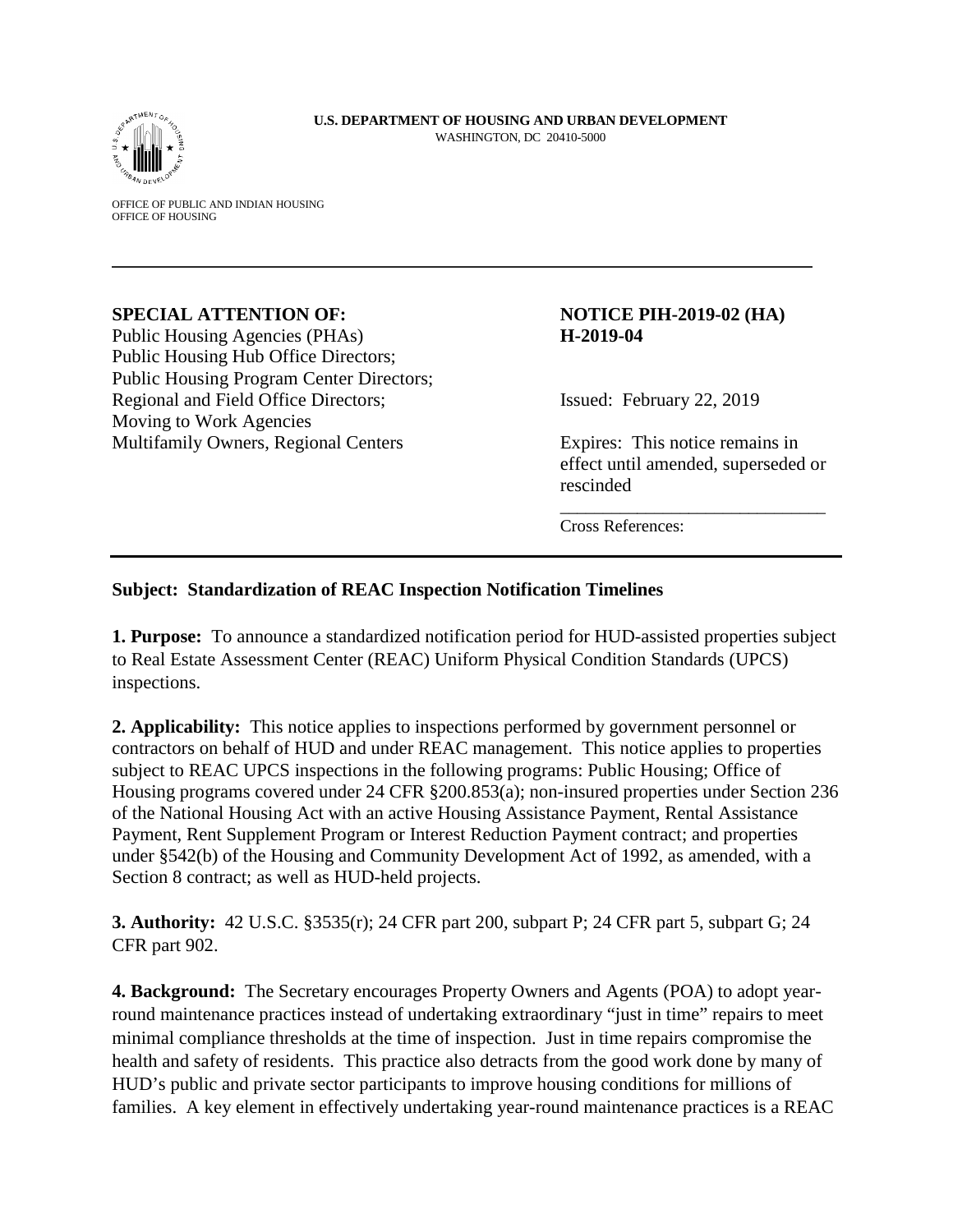**U.S. DEPARTMENT OF HOUSING AND URBAN DEVELOPMENT**
WASHINGTON, DC 20410-5000

OFFICE OF PUBLIC AND INDIAN HOUSING
OFFICE OF HOUSING

---

**SPECIAL ATTENTION OF:**
Public Housing Agencies (PHAs)
Public Housing Hub Office Directors;
Public Housing Program Center Directors;
Regional and Field Office Directors;
Moving to Work Agencies
Multifamily Owners, Regional Centers

**NOTICE PIH-2019-02 (HA)**
**H-2019-04**

Issued: February 22, 2019

Expires: This notice remains in effect until amended, superseded or rescinded

Cross References:

---

**Subject: Standardization of REAC Inspection Notification Timelines**

**1. Purpose:** To announce a standardized notification period for HUD-assisted properties subject to Real Estate Assessment Center (REAC) Uniform Physical Condition Standards (UPCS) inspections.

**2. Applicability:** This notice applies to inspections performed by government personnel or contractors on behalf of HUD and under REAC management. This notice applies to properties subject to REAC UPCS inspections in the following programs: Public Housing; Office of Housing programs covered under 24 CFR §200.853(a); non-insured properties under Section 236 of the National Housing Act with an active Housing Assistance Payment, Rental Assistance Payment, Rent Supplement Program or Interest Reduction Payment contract; and properties under §542(b) of the Housing and Community Development Act of 1992, as amended, with a Section 8 contract; as well as HUD-held projects.

**3. Authority:** 42 U.S.C. §3535(r); 24 CFR part 200, subpart P; 24 CFR part 5, subpart G; 24 CFR part 902.

**4. Background:** The Secretary encourages Property Owners and Agents (POA) to adopt year-round maintenance practices instead of undertaking extraordinary "just in time" repairs to meet minimal compliance thresholds at the time of inspection. Just in time repairs compromise the health and safety of residents. This practice also detracts from the good work done by many of HUD's public and private sector participants to improve housing conditions for millions of families. A key element in effectively undertaking year-round maintenance practices is a REAC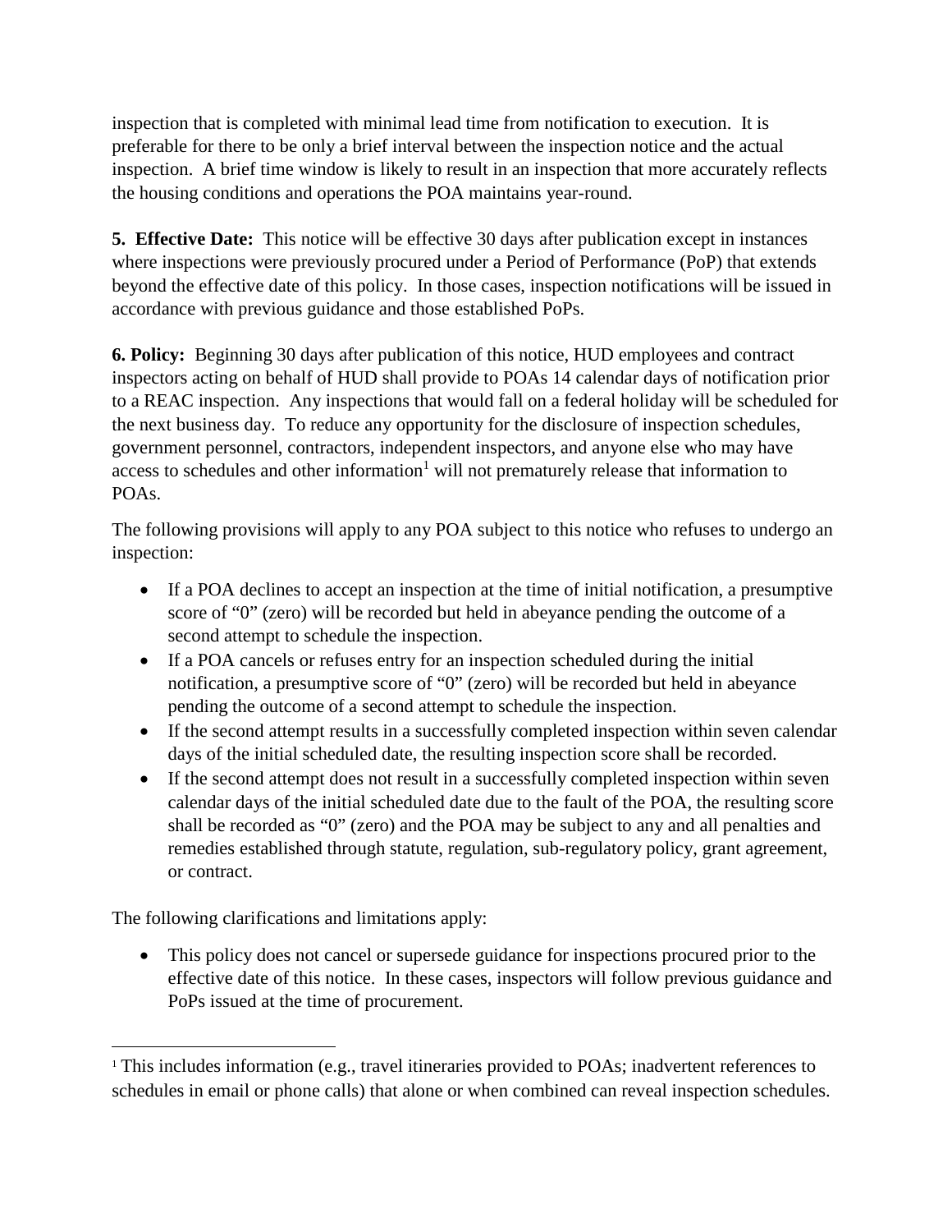inspection that is completed with minimal lead time from notification to execution. It is preferable for there to be only a brief interval between the inspection notice and the actual inspection. A brief time window is likely to result in an inspection that more accurately reflects the housing conditions and operations the POA maintains year-round.

**5. Effective Date:** This notice will be effective 30 days after publication except in instances where inspections were previously procured under a Period of Performance (PoP) that extends beyond the effective date of this policy. In those cases, inspection notifications will be issued in accordance with previous guidance and those established PoPs.

**6. Policy:** Beginning 30 days after publication of this notice, HUD employees and contract inspectors acting on behalf of HUD shall provide to POAs 14 calendar days of notification prior to a REAC inspection. Any inspections that would fall on a federal holiday will be scheduled for the next business day. To reduce any opportunity for the disclosure of inspection schedules, government personnel, contractors, independent inspectors, and anyone else who may have access to schedules and other information[1] will not prematurely release that information to POAs.

The following provisions will apply to any POA subject to this notice who refuses to undergo an inspection:

- If a POA declines to accept an inspection at the time of initial notification, a presumptive score of "0" (zero) will be recorded but held in abeyance pending the outcome of a second attempt to schedule the inspection.
- If a POA cancels or refuses entry for an inspection scheduled during the initial notification, a presumptive score of "0" (zero) will be recorded but held in abeyance pending the outcome of a second attempt to schedule the inspection.
- If the second attempt results in a successfully completed inspection within seven calendar days of the initial scheduled date, the resulting inspection score shall be recorded.
- If the second attempt does not result in a successfully completed inspection within seven calendar days of the initial scheduled date due to the fault of the POA, the resulting score shall be recorded as "0" (zero) and the POA may be subject to any and all penalties and remedies established through statute, regulation, sub-regulatory policy, grant agreement, or contract.

The following clarifications and limitations apply:

- This policy does not cancel or supersede guidance for inspections procured prior to the effective date of this notice. In these cases, inspectors will follow previous guidance and PoPs issued at the time of procurement.

[1] This includes information (e.g., travel itineraries provided to POAs; inadvertent references to schedules in email or phone calls) that alone or when combined can reveal inspection schedules.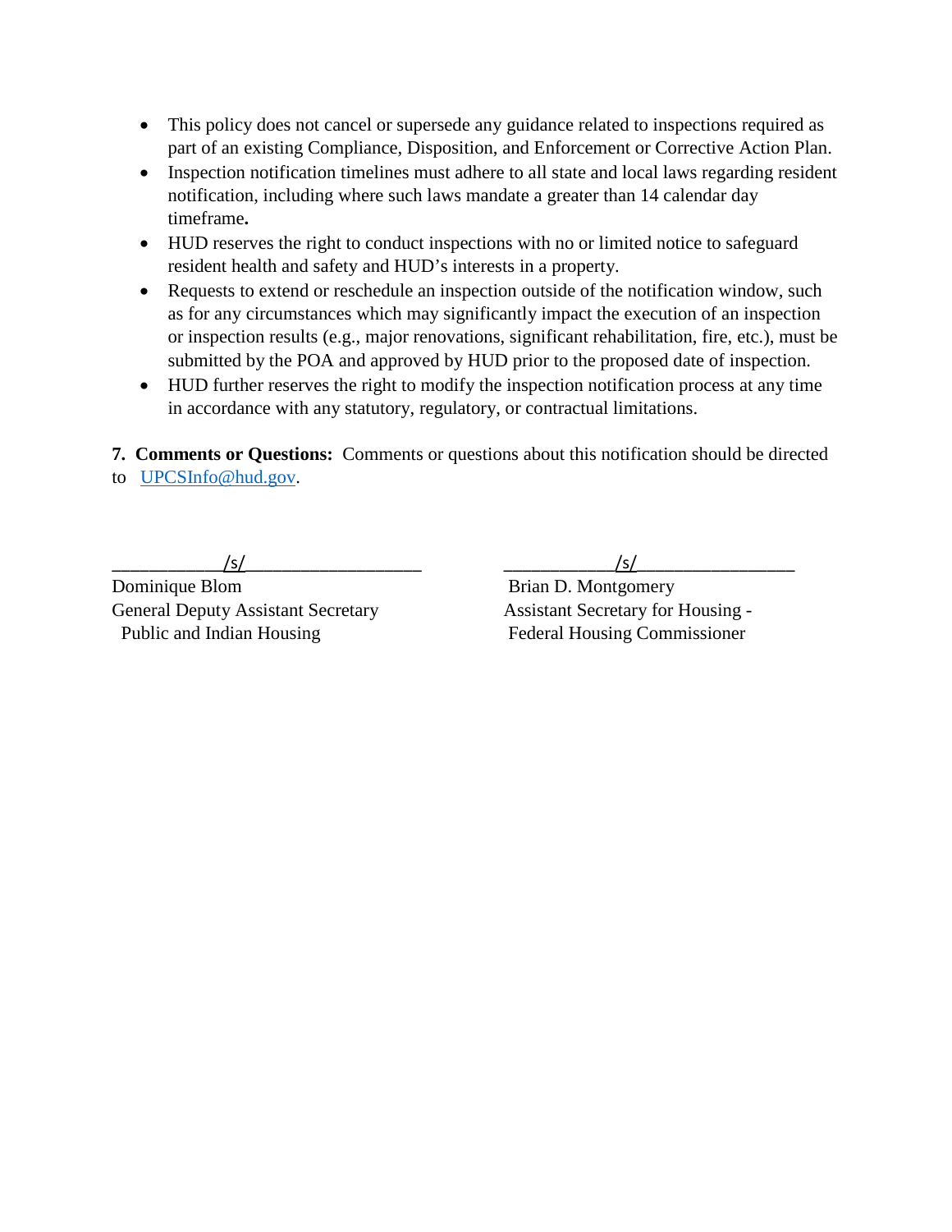- This policy does not cancel or supersede any guidance related to inspections required as part of an existing Compliance, Disposition, and Enforcement or Corrective Action Plan.
- Inspection notification timelines must adhere to all state and local laws regarding resident notification, including where such laws mandate a greater than 14 calendar day timeframe**.**
- HUD reserves the right to conduct inspections with no or limited notice to safeguard resident health and safety and HUD's interests in a property.
- Requests to extend or reschedule an inspection outside of the notification window, such as for any circumstances which may significantly impact the execution of an inspection or inspection results (e.g., major renovations, significant rehabilitation, fire, etc.), must be submitted by the POA and approved by HUD prior to the proposed date of inspection.
- HUD further reserves the right to modify the inspection notification process at any time in accordance with any statutory, regulatory, or contractual limitations.

**7. Comments or Questions:** Comments or questions about this notification should be directed to UPCSInfo@hud.gov.

| | |
|---|---|
| /s/ | /s/ |
| Dominique Blom | Brian D. Montgomery |
| General Deputy Assistant Secretary | Assistant Secretary for Housing - |
| Public and Indian Housing | Federal Housing Commissioner |